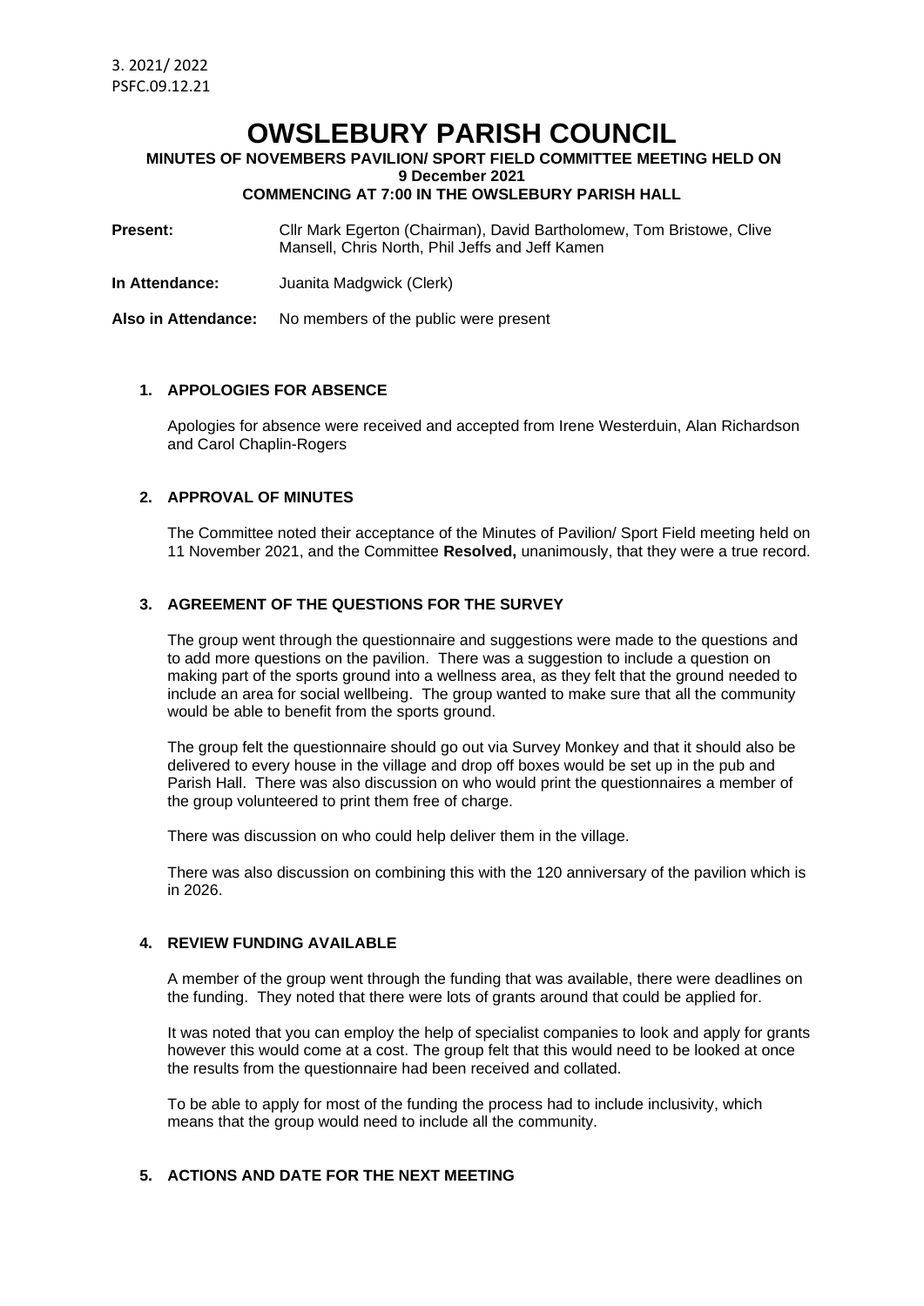3. 2021/ 2022
PSFC.09.12.21

# OWSLEBURY PARISH COUNCIL

**MINUTES OF NOVEMBERS PAVILION/ SPORT FIELD COMMITTEE MEETING HELD ON 9 December 2021**
**COMMENCING AT 7:00 IN THE OWSLEBURY PARISH HALL**

**Present:** Cllr Mark Egerton (Chairman), David Bartholomew, Tom Bristowe, Clive Mansell, Chris North, Phil Jeffs and Jeff Kamen

**In Attendance:** Juanita Madgwick (Clerk)

**Also in Attendance:** No members of the public were present

## 1. APPOLOGIES FOR ABSENCE

Apologies for absence were received and accepted from Irene Westerduin, Alan Richardson and Carol Chaplin-Rogers

## 2. APPROVAL OF MINUTES

The Committee noted their acceptance of the Minutes of Pavilion/ Sport Field meeting held on 11 November 2021, and the Committee **Resolved,** unanimously, that they were a true record.

## 3. AGREEMENT OF THE QUESTIONS FOR THE SURVEY

The group went through the questionnaire and suggestions were made to the questions and to add more questions on the pavilion. There was a suggestion to include a question on making part of the sports ground into a wellness area, as they felt that the ground needed to include an area for social wellbeing. The group wanted to make sure that all the community would be able to benefit from the sports ground.

The group felt the questionnaire should go out via Survey Monkey and that it should also be delivered to every house in the village and drop off boxes would be set up in the pub and Parish Hall. There was also discussion on who would print the questionnaires a member of the group volunteered to print them free of charge.

There was discussion on who could help deliver them in the village.

There was also discussion on combining this with the 120 anniversary of the pavilion which is in 2026.

## 4. REVIEW FUNDING AVAILABLE

A member of the group went through the funding that was available, there were deadlines on the funding. They noted that there were lots of grants around that could be applied for.

It was noted that you can employ the help of specialist companies to look and apply for grants however this would come at a cost. The group felt that this would need to be looked at once the results from the questionnaire had been received and collated.

To be able to apply for most of the funding the process had to include inclusivity, which means that the group would need to include all the community.

## 5. ACTIONS AND DATE FOR THE NEXT MEETING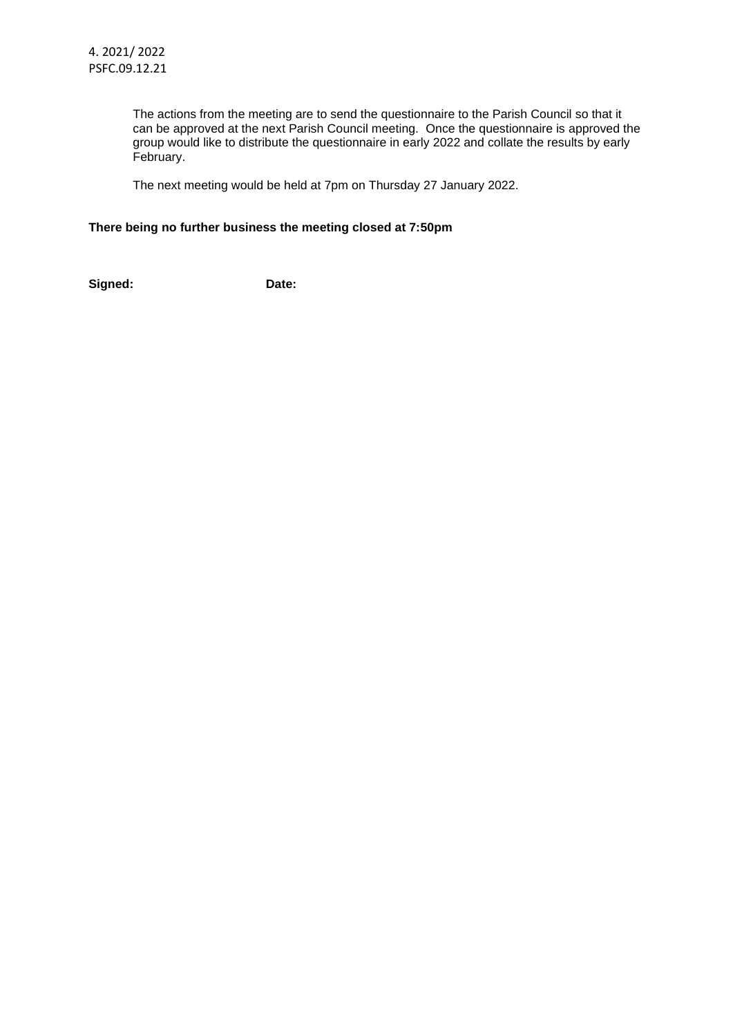4. 2021/ 2022
PSFC.09.12.21

The actions from the meeting are to send the questionnaire to the Parish Council so that it can be approved at the next Parish Council meeting. Once the questionnaire is approved the group would like to distribute the questionnaire in early 2022 and collate the results by early February.

The next meeting would be held at 7pm on Thursday 27 January 2022.

**There being no further business the meeting closed at 7:50pm**

**Signed:** **Date:**